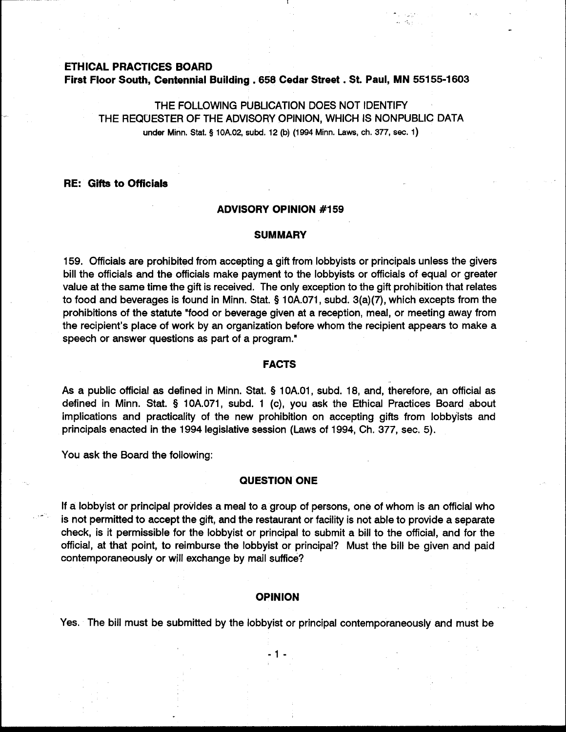**ETHICAL PRACTICES BOARD**
**First Floor South, Centennial Building . 658 Cedar Street . St. Paul, MN 55155-1603**

THE FOLLOWING PUBLICATION DOES NOT IDENTIFY
THE REQUESTER OF THE ADVISORY OPINION, WHICH IS NONPUBLIC DATA
under Minn. Stat. § 10A.02, subd. 12 (b) (1994 Minn. Laws, ch. 377, sec. 1)

**RE: Gifts to Officials**

## ADVISORY OPINION #159

### SUMMARY

159. Officials are prohibited from accepting a gift from lobbyists or principals unless the givers bill the officials and the officials make payment to the lobbyists or officials of equal or greater value at the same time the gift is received. The only exception to the gift prohibition that relates to food and beverages is found in Minn. Stat. § 10A.071, subd. 3(a)(7), which excepts from the prohibitions of the statute "food or beverage given at a reception, meal, or meeting away from the recipient's place of work by an organization before whom the recipient appears to make a speech or answer questions as part of a program."

### FACTS

As a public official as defined in Minn. Stat. § 10A.01, subd. 18, and, therefore, an official as defined in Minn. Stat. § 10A.071, subd. 1 (c), you ask the Ethical Practices Board about implications and practicality of the new prohibition on accepting gifts from lobbyists and principals enacted in the 1994 legislative session (Laws of 1994, Ch. 377, sec. 5).

You ask the Board the following:

### QUESTION ONE

If a lobbyist or principal provides a meal to a group of persons, one of whom is an official who is not permitted to accept the gift, and the restaurant or facility is not able to provide a separate check, is it permissible for the lobbyist or principal to submit a bill to the official, and for the official, at that point, to reimburse the lobbyist or principal? Must the bill be given and paid contemporaneously or will exchange by mail suffice?

### OPINION

Yes. The bill must be submitted by the lobbyist or principal contemporaneously and must be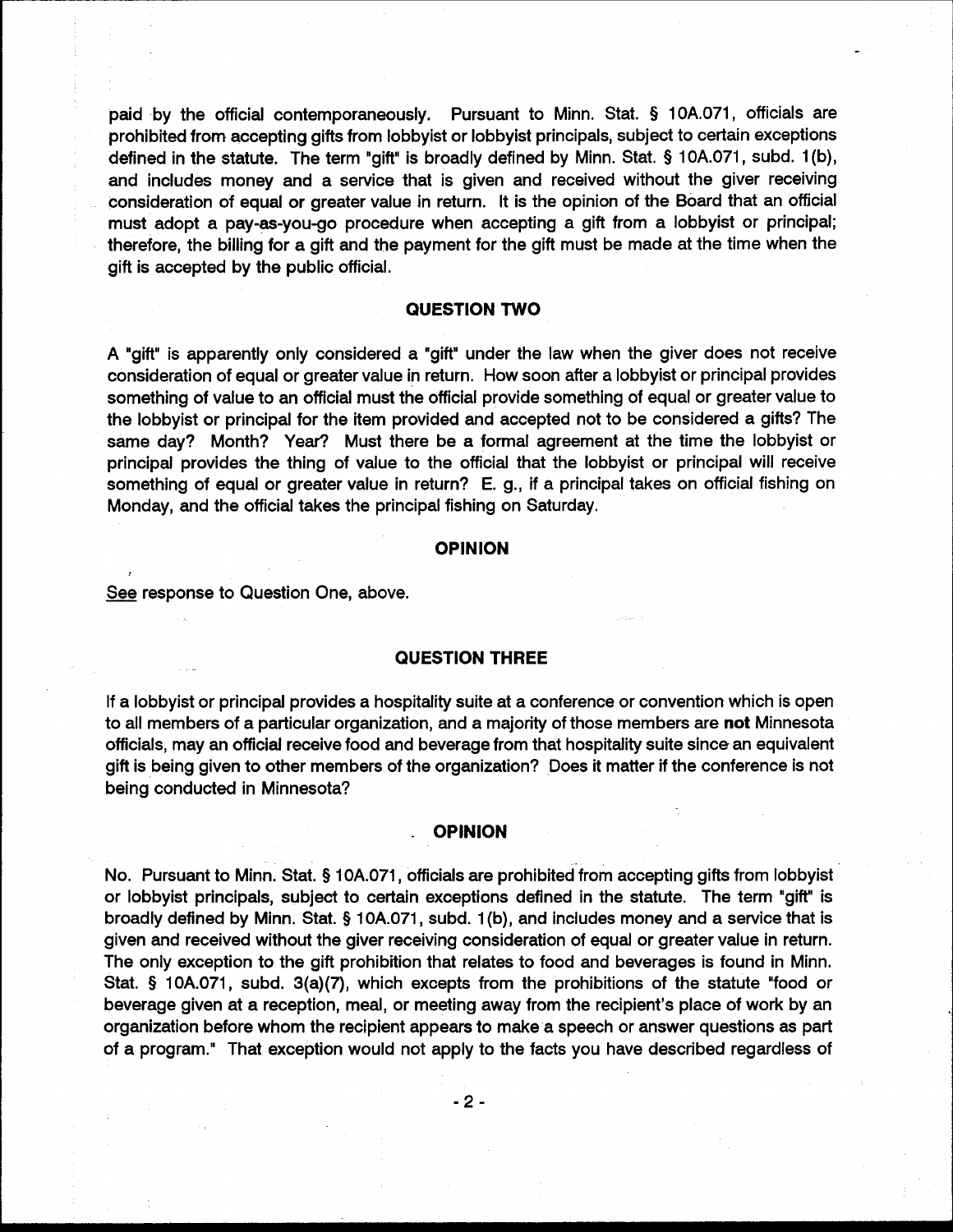paid by the official contemporaneously. Pursuant to Minn. Stat. § 10A.071, officials are prohibited from accepting gifts from lobbyist or lobbyist principals, subject to certain exceptions defined in the statute. The term "gift" is broadly defined by Minn. Stat. § 10A.071, subd. 1(b), and includes money and a service that is given and received without the giver receiving consideration of equal or greater value in return. It is the opinion of the Board that an official must adopt a pay-as-you-go procedure when accepting a gift from a lobbyist or principal; therefore, the billing for a gift and the payment for the gift must be made at the time when the gift is accepted by the public official.

## QUESTION TWO

A "gift" is apparently only considered a "gift" under the law when the giver does not receive consideration of equal or greater value in return. How soon after a lobbyist or principal provides something of value to an official must the official provide something of equal or greater value to the lobbyist or principal for the item provided and accepted not to be considered a gifts? The same day? Month? Year? Must there be a formal agreement at the time the lobbyist or principal provides the thing of value to the official that the lobbyist or principal will receive something of equal or greater value in return? E. g., if a principal takes on official fishing on Monday, and the official takes the principal fishing on Saturday.

## OPINION

See response to Question One, above.

## QUESTION THREE

If a lobbyist or principal provides a hospitality suite at a conference or convention which is open to all members of a particular organization, and a majority of those members are **not** Minnesota officials, may an official receive food and beverage from that hospitality suite since an equivalent gift is being given to other members of the organization? Does it matter if the conference is not being conducted in Minnesota?

## OPINION

No. Pursuant to Minn. Stat. § 10A.071, officials are prohibited from accepting gifts from lobbyist or lobbyist principals, subject to certain exceptions defined in the statute. The term "gift" is broadly defined by Minn. Stat. § 10A.071, subd. 1(b), and includes money and a service that is given and received without the giver receiving consideration of equal or greater value in return. The only exception to the gift prohibition that relates to food and beverages is found in Minn. Stat. § 10A.071, subd. 3(a)(7), which excepts from the prohibitions of the statute "food or beverage given at a reception, meal, or meeting away from the recipient's place of work by an organization before whom the recipient appears to make a speech or answer questions as part of a program." That exception would not apply to the facts you have described regardless of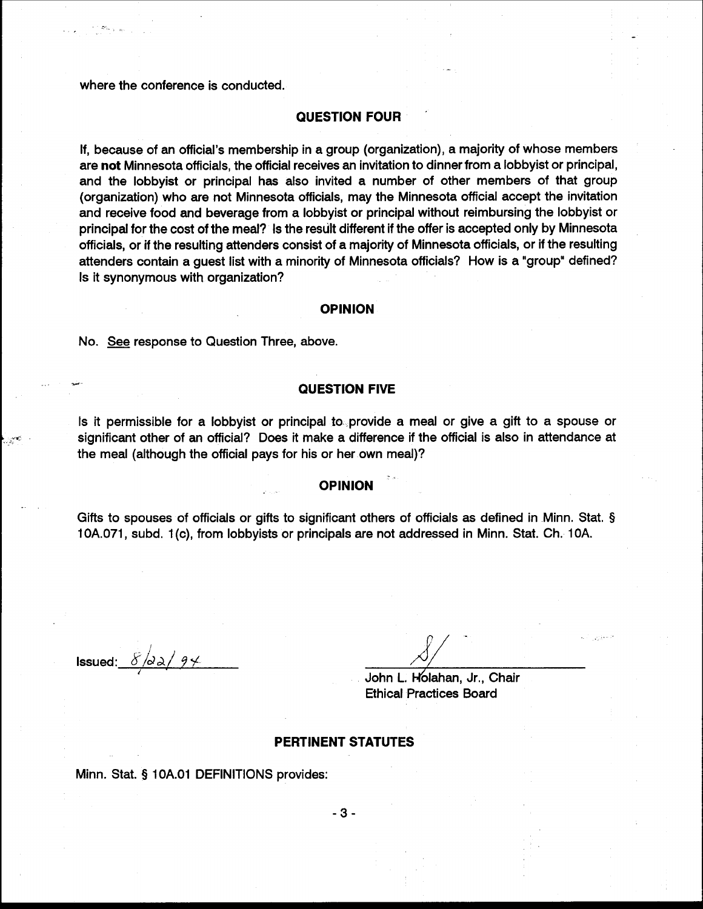where the conference is conducted.

## QUESTION FOUR

If, because of an official's membership in a group (organization), a majority of whose members are **not** Minnesota officials, the official receives an invitation to dinner from a lobbyist or principal, and the lobbyist or principal has also invited a number of other members of that group (organization) who are not Minnesota officials, may the Minnesota official accept the invitation and receive food and beverage from a lobbyist or principal without reimbursing the lobbyist or principal for the cost of the meal? Is the result different if the offer is accepted only by Minnesota officials, or if the resulting attenders consist of a majority of Minnesota officials, or if the resulting attenders contain a guest list with a minority of Minnesota officials? How is a "group" defined? Is it synonymous with organization?

## OPINION

No. See response to Question Three, above.

## QUESTION FIVE

Is it permissible for a lobbyist or principal to provide a meal or give a gift to a spouse or significant other of an official? Does it make a difference if the official is also in attendance at the meal (although the official pays for his or her own meal)?

## OPINION

Gifts to spouses of officials or gifts to significant others of officials as defined in Minn. Stat. § 10A.071, subd. 1(c), from lobbyists or principals are not addressed in Minn. Stat. Ch. 10A.

Issued: 8/22/94

/S/
John L. Holahan, Jr., Chair
Ethical Practices Board

## PERTINENT STATUTES

Minn. Stat. § 10A.01 DEFINITIONS provides: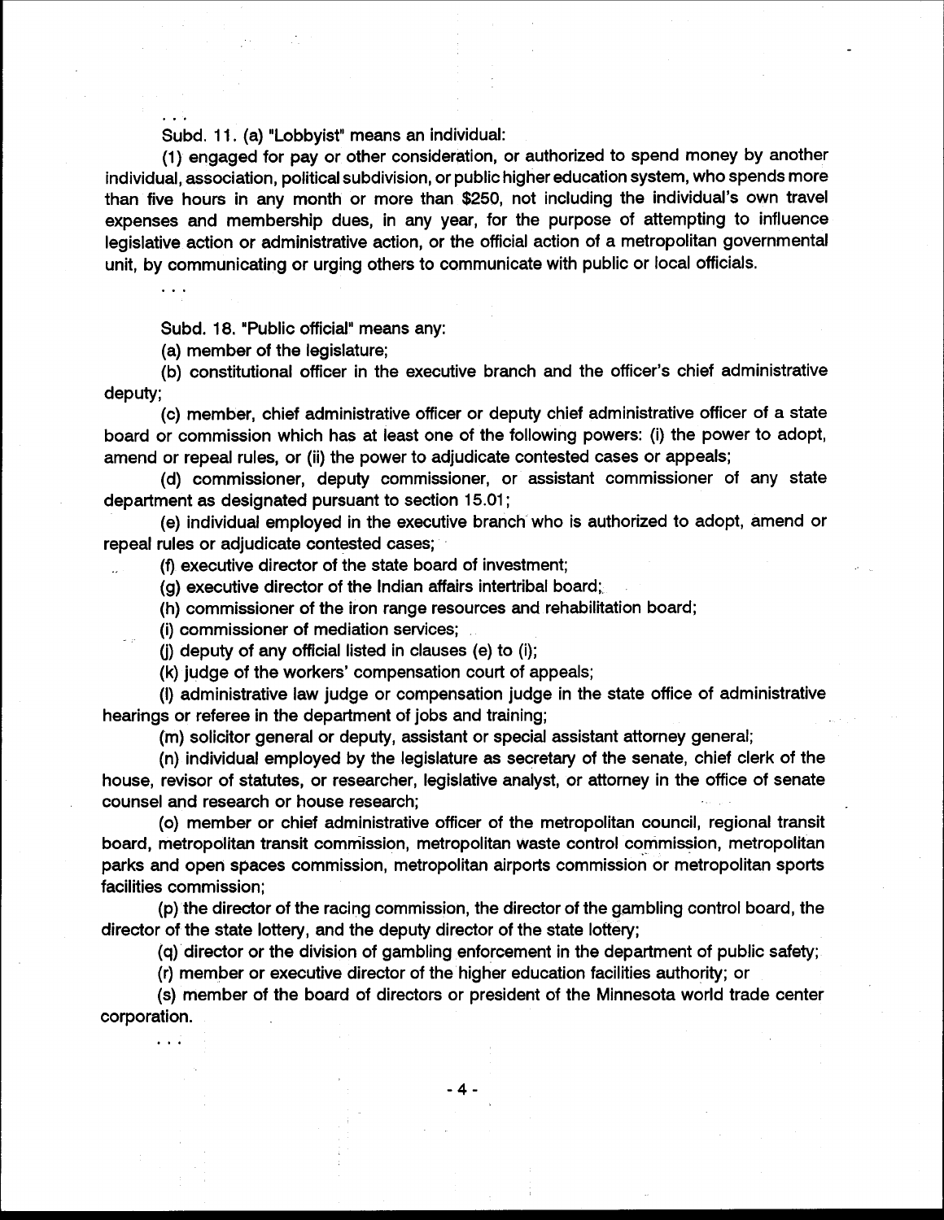. . .

Subd. 11. (a) "Lobbyist" means an individual:

(1) engaged for pay or other consideration, or authorized to spend money by another individual, association, political subdivision, or public higher education system, who spends more than five hours in any month or more than $250, not including the individual's own travel expenses and membership dues, in any year, for the purpose of attempting to influence legislative action or administrative action, or the official action of a metropolitan governmental unit, by communicating or urging others to communicate with public or local officials.

. . .

Subd. 18. "Public official" means any:

(a) member of the legislature;

(b) constitutional officer in the executive branch and the officer's chief administrative deputy;

(c) member, chief administrative officer or deputy chief administrative officer of a state board or commission which has at least one of the following powers: (i) the power to adopt, amend or repeal rules, or (ii) the power to adjudicate contested cases or appeals;

(d) commissioner, deputy commissioner, or assistant commissioner of any state department as designated pursuant to section 15.01;

(e) individual employed in the executive branch who is authorized to adopt, amend or repeal rules or adjudicate contested cases;

(f) executive director of the state board of investment;

(g) executive director of the Indian affairs intertribal board;

(h) commissioner of the iron range resources and rehabilitation board;

(i) commissioner of mediation services;

(j) deputy of any official listed in clauses (e) to (i);

(k) judge of the workers' compensation court of appeals;

(l) administrative law judge or compensation judge in the state office of administrative hearings or referee in the department of jobs and training;

(m) solicitor general or deputy, assistant or special assistant attorney general;

(n) individual employed by the legislature as secretary of the senate, chief clerk of the house, revisor of statutes, or researcher, legislative analyst, or attorney in the office of senate counsel and research or house research;

(o) member or chief administrative officer of the metropolitan council, regional transit board, metropolitan transit commission, metropolitan waste control commission, metropolitan parks and open spaces commission, metropolitan airports commission or metropolitan sports facilities commission;

(p) the director of the racing commission, the director of the gambling control board, the director of the state lottery, and the deputy director of the state lottery;

(q) director or the division of gambling enforcement in the department of public safety;

(r) member or executive director of the higher education facilities authority; or

(s) member of the board of directors or president of the Minnesota world trade center corporation.

. . .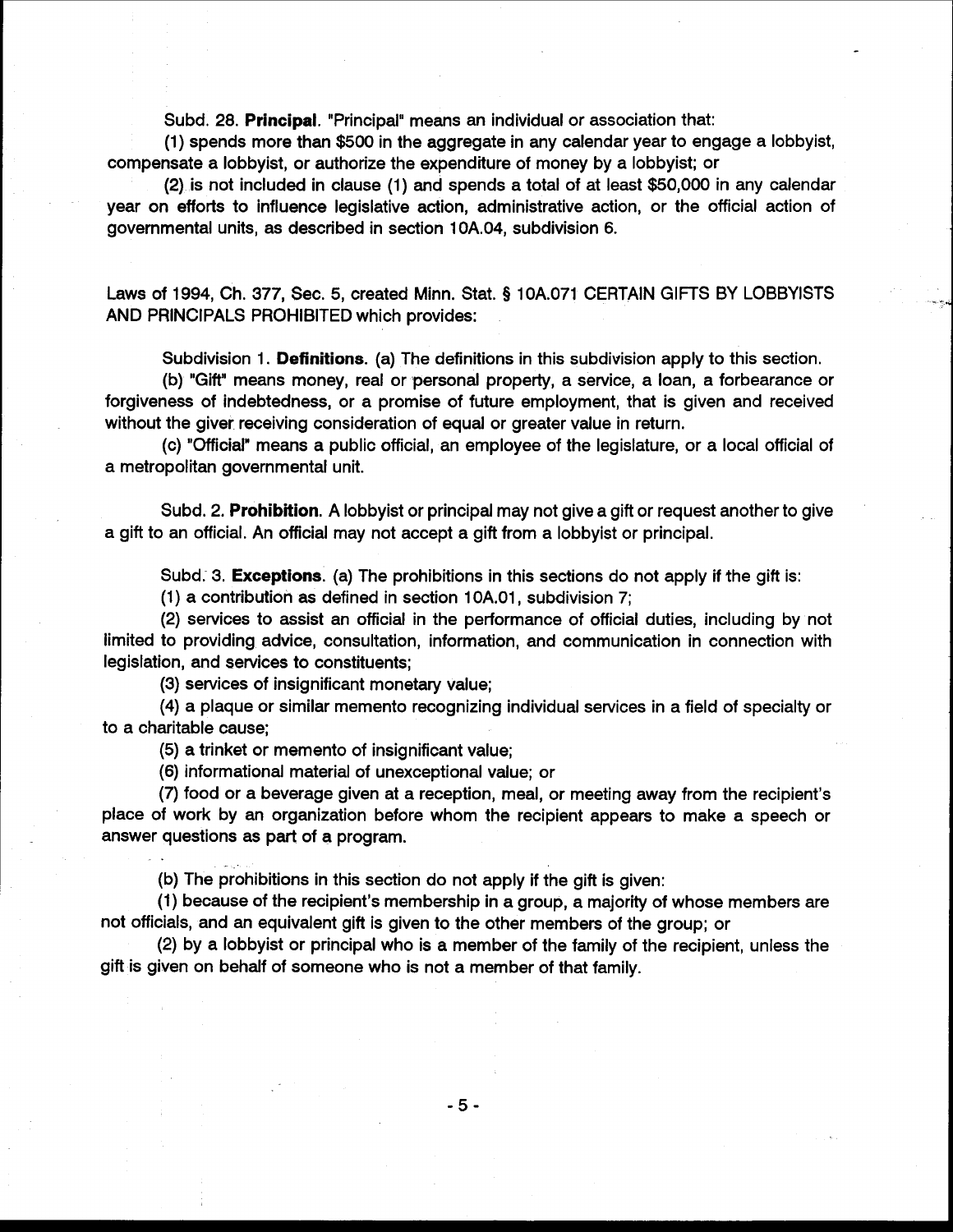Subd. 28. **Principal**. "Principal" means an individual or association that:

(1) spends more than $500 in the aggregate in any calendar year to engage a lobbyist, compensate a lobbyist, or authorize the expenditure of money by a lobbyist; or

(2) is not included in clause (1) and spends a total of at least $50,000 in any calendar year on efforts to influence legislative action, administrative action, or the official action of governmental units, as described in section 10A.04, subdivision 6.

Laws of 1994, Ch. 377, Sec. 5, created Minn. Stat. § 10A.071 CERTAIN GIFTS BY LOBBYISTS AND PRINCIPALS PROHIBITED which provides:

Subdivision 1. **Definitions**. (a) The definitions in this subdivision apply to this section.

(b) "Gift" means money, real or personal property, a service, a loan, a forbearance or forgiveness of indebtedness, or a promise of future employment, that is given and received without the giver receiving consideration of equal or greater value in return.

(c) "Official" means a public official, an employee of the legislature, or a local official of a metropolitan governmental unit.

Subd. 2. **Prohibition**. A lobbyist or principal may not give a gift or request another to give a gift to an official. An official may not accept a gift from a lobbyist or principal.

Subd. 3. **Exceptions**. (a) The prohibitions in this sections do not apply if the gift is:

(1) a contribution as defined in section 10A.01, subdivision 7;

(2) services to assist an official in the performance of official duties, including by not limited to providing advice, consultation, information, and communication in connection with legislation, and services to constituents;

(3) services of insignificant monetary value;

(4) a plaque or similar memento recognizing individual services in a field of specialty or to a charitable cause;

(5) a trinket or memento of insignificant value;

(6) informational material of unexceptional value; or

(7) food or a beverage given at a reception, meal, or meeting away from the recipient's place of work by an organization before whom the recipient appears to make a speech or answer questions as part of a program.

(b) The prohibitions in this section do not apply if the gift is given:

(1) because of the recipient's membership in a group, a majority of whose members are not officials, and an equivalent gift is given to the other members of the group; or

(2) by a lobbyist or principal who is a member of the family of the recipient, unless the gift is given on behalf of someone who is not a member of that family.